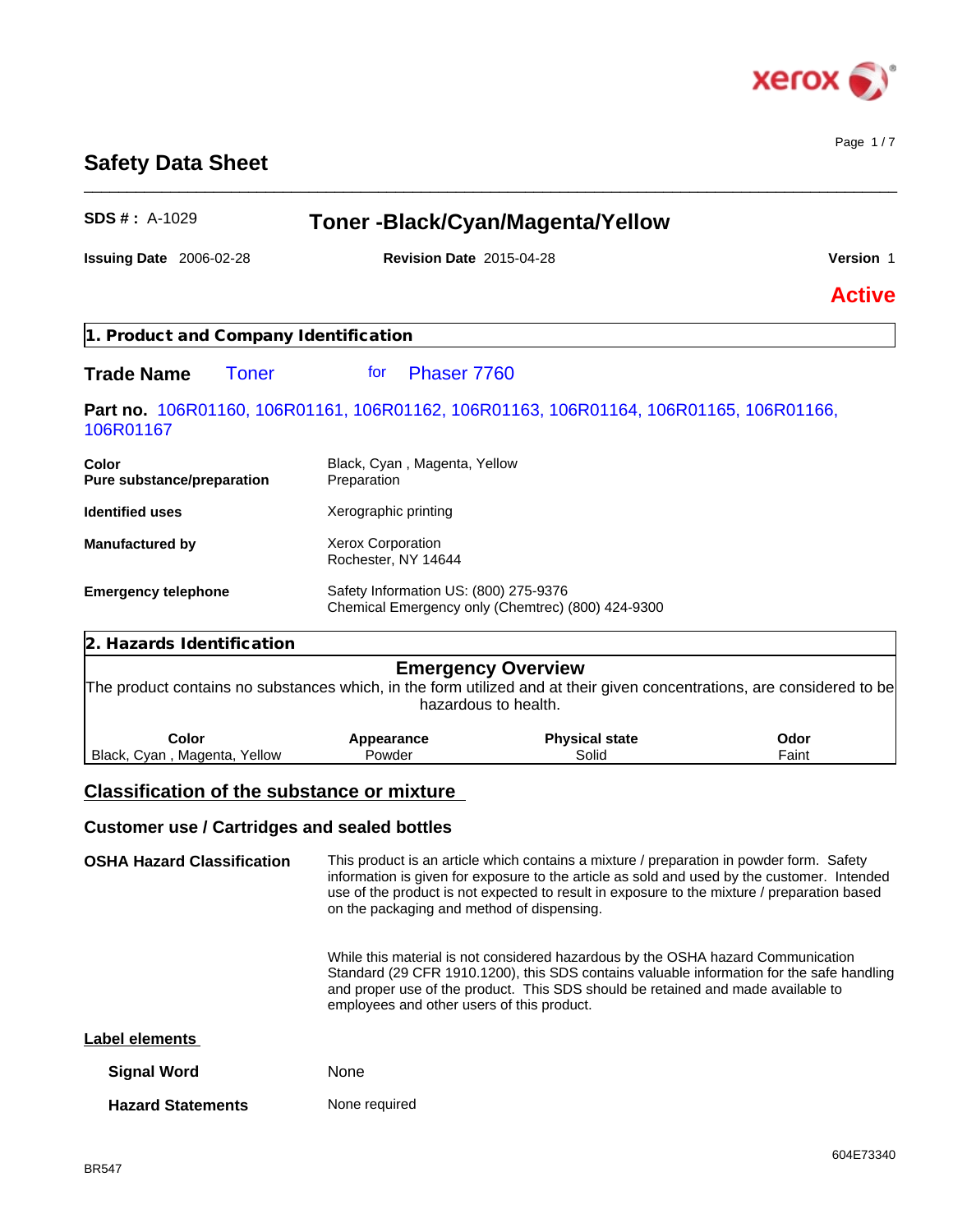# Safety Data Sheet

**SDS # :** A-1029

## Toner -Black/Cyan/Magenta/Yellow

**Issuing Date** 2006-02-28 **Revision Date** 2015-04-28 **Version** 1

**Active**

## 1. Product and Company Identification

**Trade Name** Toner for Phaser 7760

**Part no.** 106R01160, 106R01161, 106R01162, 106R01163, 106R01164, 106R01165, 106R01166, 106R01167

**Color** Black, Cyan , Magenta, Yellow
**Pure substance/preparation** Preparation

**Identified uses** Xerographic printing

**Manufactured by** Xerox Corporation
Rochester, NY 14644

**Emergency telephone** Safety Information US: (800) 275-9376
Chemical Emergency only (Chemtrec) (800) 424-9300

## 2. Hazards Identification

### Emergency Overview

The product contains no substances which, in the form utilized and at their given concentrations, are considered to be hazardous to health.

| Color | Appearance | Physical state | Odor |
|---|---|---|---|
| Black, Cyan , Magenta, Yellow | Powder | Solid | Faint |

### Classification of the substance or mixture

### Customer use / Cartridges and sealed bottles

**OSHA Hazard Classification** This product is an article which contains a mixture / preparation in powder form. Safety information is given for exposure to the article as sold and used by the customer. Intended use of the product is not expected to result in exposure to the mixture / preparation based on the packaging and method of dispensing.

While this material is not considered hazardous by the OSHA hazard Communication Standard (29 CFR 1910.1200), this SDS contains valuable information for the safe handling and proper use of the product. This SDS should be retained and made available to employees and other users of this product.

**Label elements**

**Signal Word** None

**Hazard Statements** None required

BR547 604E73340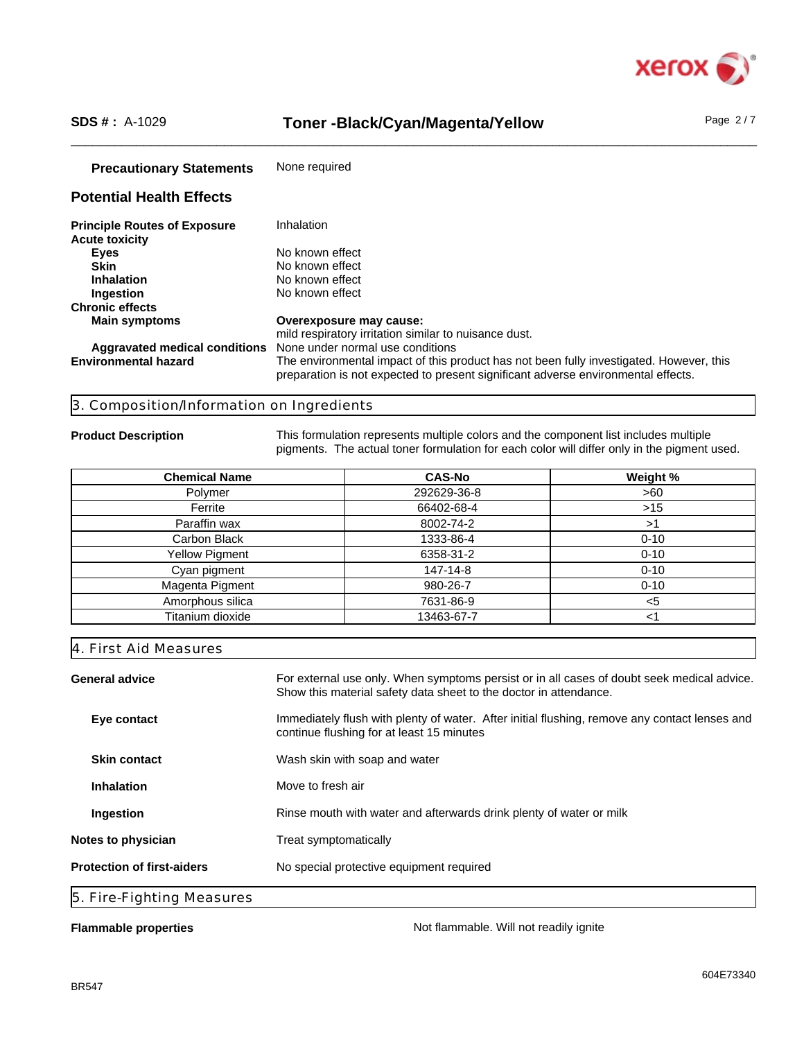**Precautionary Statements** None required

## Potential Health Effects

**Principle Routes of Exposure** Inhalation

**Acute toxicity**

- **Eyes** No known effect
- **Skin** No known effect
- **Inhalation** No known effect
- **Ingestion** No known effect

**Chronic effects**

- **Main symptoms** **Overexposure may cause:** mild respiratory irritation similar to nuisance dust.
- **Aggravated medical conditions** None under normal use conditions

**Environmental hazard** The environmental impact of this product has not been fully investigated. However, this preparation is not expected to present significant adverse environmental effects.

## 3. Composition/Information on Ingredients

**Product Description** This formulation represents multiple colors and the component list includes multiple pigments. The actual toner formulation for each color will differ only in the pigment used.

| Chemical Name | CAS-No | Weight % |
|---|---|---|
| Polymer | 292629-36-8 | >60 |
| Ferrite | 66402-68-4 | >15 |
| Paraffin wax | 8002-74-2 | >1 |
| Carbon Black | 1333-86-4 | 0-10 |
| Yellow Pigment | 6358-31-2 | 0-10 |
| Cyan pigment | 147-14-8 | 0-10 |
| Magenta Pigment | 980-26-7 | 0-10 |
| Amorphous silica | 7631-86-9 | <5 |
| Titanium dioxide | 13463-67-7 | <1 |

## 4. First Aid Measures

**General advice** For external use only. When symptoms persist or in all cases of doubt seek medical advice. Show this material safety data sheet to the doctor in attendance.

**Eye contact** Immediately flush with plenty of water. After initial flushing, remove any contact lenses and continue flushing for at least 15 minutes

**Skin contact** Wash skin with soap and water

**Inhalation** Move to fresh air

**Ingestion** Rinse mouth with water and afterwards drink plenty of water or milk

**Notes to physician** Treat symptomatically

**Protection of first-aiders** No special protective equipment required

## 5. Fire-Fighting Measures

**Flammable properties** Not flammable. Will not readily ignite

BR547

604E73340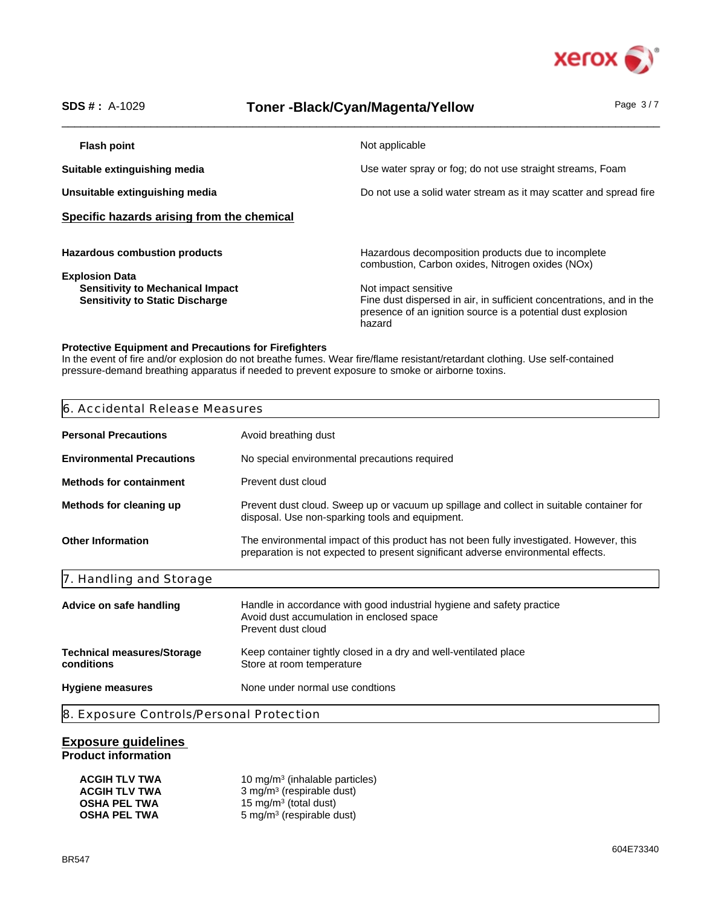| | |
|---|---|
| **Flash point** | Not applicable |
| **Suitable extinguishing media** | Use water spray or fog; do not use straight streams, Foam |
| **Unsuitable extinguishing media** | Do not use a solid water stream as it may scatter and spread fire |

**Specific hazards arising from the chemical**

| | |
|---|---|
| **Hazardous combustion products** | Hazardous decomposition products due to incomplete combustion, Carbon oxides, Nitrogen oxides (NOx) |
| **Explosion Data** | |
| **Sensitivity to Mechanical Impact** | Not impact sensitive |
| **Sensitivity to Static Discharge** | Fine dust dispersed in air, in sufficient concentrations, and in the presence of an ignition source is a potential dust explosion hazard |

**Protective Equipment and Precautions for Firefighters**

In the event of fire and/or explosion do not breathe fumes. Wear fire/flame resistant/retardant clothing. Use self-contained pressure-demand breathing apparatus if needed to prevent exposure to smoke or airborne toxins.

## 6. Accidental Release Measures

| | |
|---|---|
| **Personal Precautions** | Avoid breathing dust |
| **Environmental Precautions** | No special environmental precautions required |
| **Methods for containment** | Prevent dust cloud |
| **Methods for cleaning up** | Prevent dust cloud. Sweep up or vacuum up spillage and collect in suitable container for disposal. Use non-sparking tools and equipment. |
| **Other Information** | The environmental impact of this product has not been fully investigated. However, this preparation is not expected to present significant adverse environmental effects. |

## 7. Handling and Storage

| | |
|---|---|
| **Advice on safe handling** | Handle in accordance with good industrial hygiene and safety practice<br>Avoid dust accumulation in enclosed space<br>Prevent dust cloud |
| **Technical measures/Storage conditions** | Keep container tightly closed in a dry and well-ventilated place<br>Store at room temperature |
| **Hygiene measures** | None under normal use condtions |

## 8. Exposure Controls/Personal Protection

**Exposure guidelines**

**Product information**

| | |
|---|---|
| **ACGIH TLV TWA** | 10 mg/m³ (inhalable particles) |
| **ACGIH TLV TWA** | 3 mg/m³ (respirable dust) |
| **OSHA PEL TWA** | 15 mg/m³ (total dust) |
| **OSHA PEL TWA** | 5 mg/m³ (respirable dust) |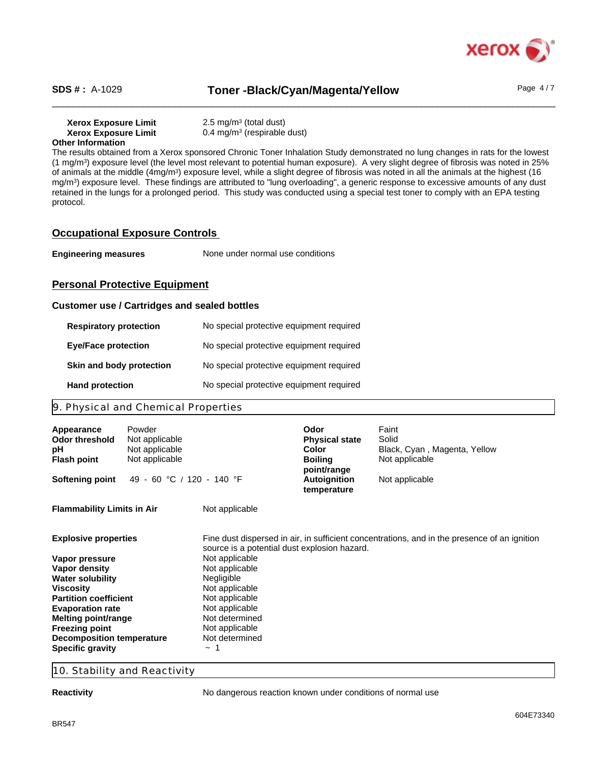**Xerox Exposure Limit** 2.5 $mg/m^3$ (total dust)
**Xerox Exposure Limit** 0.4 $mg/m^3$ (respirable dust)

**Other Information**

The results obtained from a Xerox sponsored Chronic Toner Inhalation Study demonstrated no lung changes in rats for the lowest (1 $mg/m^3$) exposure level (the level most relevant to potential human exposure). A very slight degree of fibrosis was noted in 25% of animals at the middle (4$mg/m^3$) exposure level, while a slight degree of fibrosis was noted in all the animals at the highest (16 $mg/m^3$) exposure level. These findings are attributed to "lung overloading", a generic response to excessive amounts of any dust retained in the lungs for a prolonged period. This study was conducted using a special test toner to comply with an EPA testing protocol.

## Occupational Exposure Controls

**Engineering measures** None under normal use conditions

## Personal Protective Equipment

### Customer use / Cartridges and sealed bottles

| | |
|---|---|
| **Respiratory protection** | No special protective equipment required |
| **Eye/Face protection** | No special protective equipment required |
| **Skin and body protection** | No special protective equipment required |
| **Hand protection** | No special protective equipment required |

## 9. Physical and Chemical Properties

| | | | |
|---|---|---|---|
| **Appearance** | Powder | **Odor** | Faint |
| **Odor threshold** | Not applicable | **Physical state** | Solid |
| **pH** | Not applicable | **Color** | Black, Cyan , Magenta, Yellow |
| **Flash point** | Not applicable | **Boiling point/range** | Not applicable |
| **Softening point** | 49 - 60 °C / 120 - 140 °F | **Autoignition temperature** | Not applicable |

| | |
|---|---|
| **Flammability Limits in Air** | Not applicable |
| **Explosive properties** | Fine dust dispersed in air, in sufficient concentrations, and in the presence of an ignition source is a potential dust explosion hazard. |
| **Vapor pressure** | Not applicable |
| **Vapor density** | Not applicable |
| **Water solubility** | Negligible |
| **Viscosity** | Not applicable |
| **Partition coefficient** | Not applicable |
| **Evaporation rate** | Not applicable |
| **Melting point/range** | Not determined |
| **Freezing point** | Not applicable |
| **Decomposition temperature** | Not determined |
| **Specific gravity** | ~ 1 |

## 10. Stability and Reactivity

**Reactivity** No dangerous reaction known under conditions of normal use

BR547

604E73340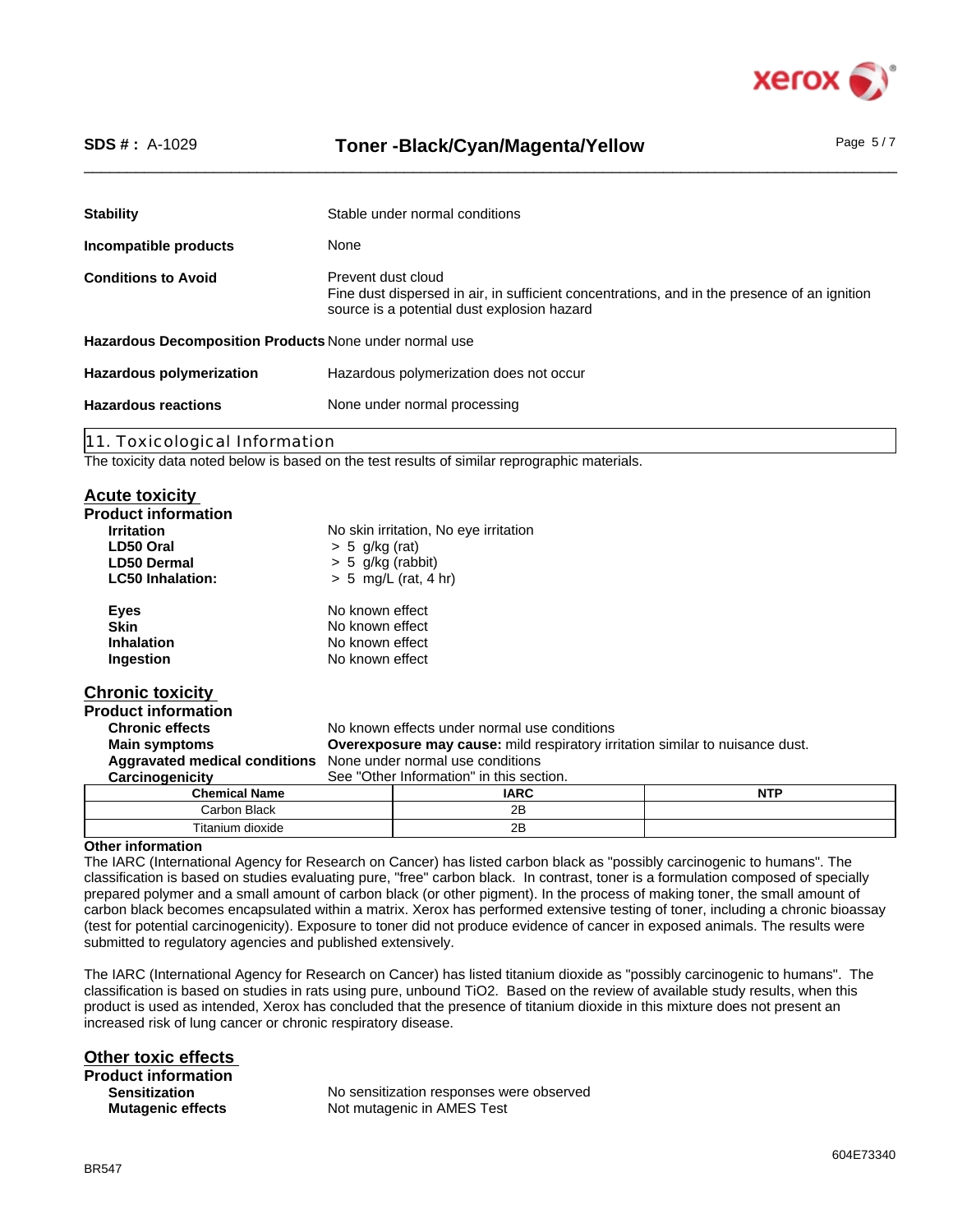| | |
|---|---|
| **Stability** | Stable under normal conditions |
| **Incompatible products** | None |
| **Conditions to Avoid** | Prevent dust cloud<br>Fine dust dispersed in air, in sufficient concentrations, and in the presence of an ignition source is a potential dust explosion hazard |
| **Hazardous Decomposition Products** | None under normal use |
| **Hazardous polymerization** | Hazardous polymerization does not occur |
| **Hazardous reactions** | None under normal processing |

## 11. Toxicological Information

The toxicity data noted below is based on the test results of similar reprographic materials.

### Acute toxicity

**Product information**

| | |
|---|---|
| **Irritation** | No skin irritation, No eye irritation |
| **LD50 Oral** | > 5 g/kg (rat) |
| **LD50 Dermal** | > 5 g/kg (rabbit) |
| **LC50 Inhalation:** | > 5 mg/L (rat, 4 hr) |
| **Eyes** | No known effect |
| **Skin** | No known effect |
| **Inhalation** | No known effect |
| **Ingestion** | No known effect |

### Chronic toxicity

**Product information**

| | |
|---|---|
| **Chronic effects** | No known effects under normal use conditions |
| **Main symptoms** | **Overexposure may cause:** mild respiratory irritation similar to nuisance dust. |
| **Aggravated medical conditions** | None under normal use conditions |
| **Carcinogenicity** | See "Other Information" in this section. |

| Chemical Name | IARC | NTP |
|---|---|---|
| Carbon Black | 2B | |
| Titanium dioxide | 2B | |

**Other information**

The IARC (International Agency for Research on Cancer) has listed carbon black as "possibly carcinogenic to humans". The classification is based on studies evaluating pure, "free" carbon black. In contrast, toner is a formulation composed of specially prepared polymer and a small amount of carbon black (or other pigment). In the process of making toner, the small amount of carbon black becomes encapsulated within a matrix. Xerox has performed extensive testing of toner, including a chronic bioassay (test for potential carcinogenicity). Exposure to toner did not produce evidence of cancer in exposed animals. The results were submitted to regulatory agencies and published extensively.

The IARC (International Agency for Research on Cancer) has listed titanium dioxide as "possibly carcinogenic to humans". The classification is based on studies in rats using pure, unbound $TiO_2$. Based on the review of available study results, when this product is used as intended, Xerox has concluded that the presence of titanium dioxide in this mixture does not present an increased risk of lung cancer or chronic respiratory disease.

### Other toxic effects

**Product information**

| | |
|---|---|
| **Sensitization** | No sensitization responses were observed |
| **Mutagenic effects** | Not mutagenic in AMES Test |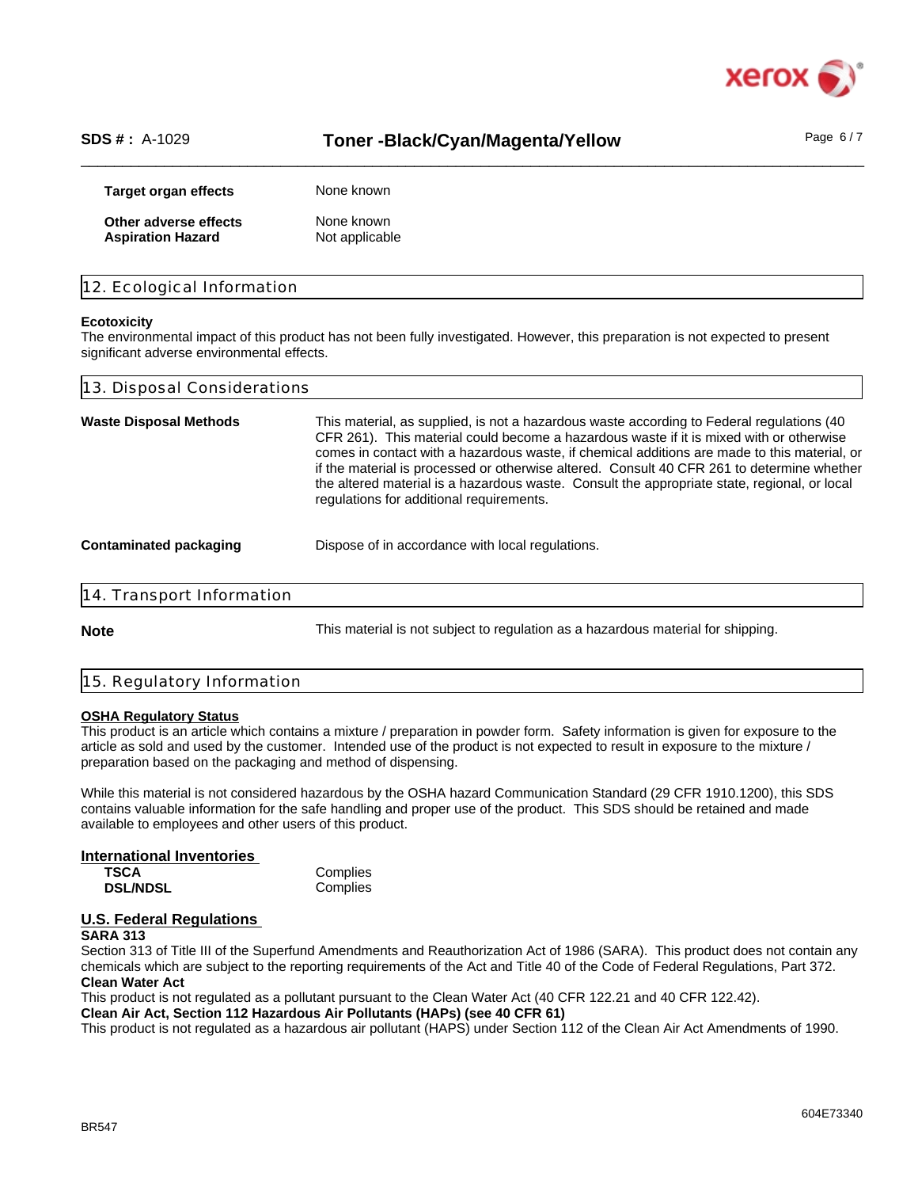| | |
|---|---|
| **Target organ effects** | None known |
| **Other adverse effects** | None known |
| **Aspiration Hazard** | Not applicable |

## 12. Ecological Information

**Ecotoxicity**
The environmental impact of this product has not been fully investigated. However, this preparation is not expected to present significant adverse environmental effects.

## 13. Disposal Considerations

| | |
|---|---|
| **Waste Disposal Methods** | This material, as supplied, is not a hazardous waste according to Federal regulations (40 CFR 261). This material could become a hazardous waste if it is mixed with or otherwise comes in contact with a hazardous waste, if chemical additions are made to this material, or if the material is processed or otherwise altered. Consult 40 CFR 261 to determine whether the altered material is a hazardous waste. Consult the appropriate state, regional, or local regulations for additional requirements. |
| **Contaminated packaging** | Dispose of in accordance with local regulations. |

## 14. Transport Information

| | |
|---|---|
| **Note** | This material is not subject to regulation as a hazardous material for shipping. |

## 15. Regulatory Information

**OSHA Regulatory Status**
This product is an article which contains a mixture / preparation in powder form. Safety information is given for exposure to the article as sold and used by the customer. Intended use of the product is not expected to result in exposure to the mixture / preparation based on the packaging and method of dispensing.

While this material is not considered hazardous by the OSHA hazard Communication Standard (29 CFR 1910.1200), this SDS contains valuable information for the safe handling and proper use of the product. This SDS should be retained and made available to employees and other users of this product.

**International Inventories**

| | |
|---|---|
| **TSCA** | Complies |
| **DSL/NDSL** | Complies |

**U.S. Federal Regulations**

**SARA 313**
Section 313 of Title III of the Superfund Amendments and Reauthorization Act of 1986 (SARA). This product does not contain any chemicals which are subject to the reporting requirements of the Act and Title 40 of the Code of Federal Regulations, Part 372.

**Clean Water Act**
This product is not regulated as a pollutant pursuant to the Clean Water Act (40 CFR 122.21 and 40 CFR 122.42).

**Clean Air Act, Section 112 Hazardous Air Pollutants (HAPs) (see 40 CFR 61)**
This product is not regulated as a hazardous air pollutant (HAPS) under Section 112 of the Clean Air Act Amendments of 1990.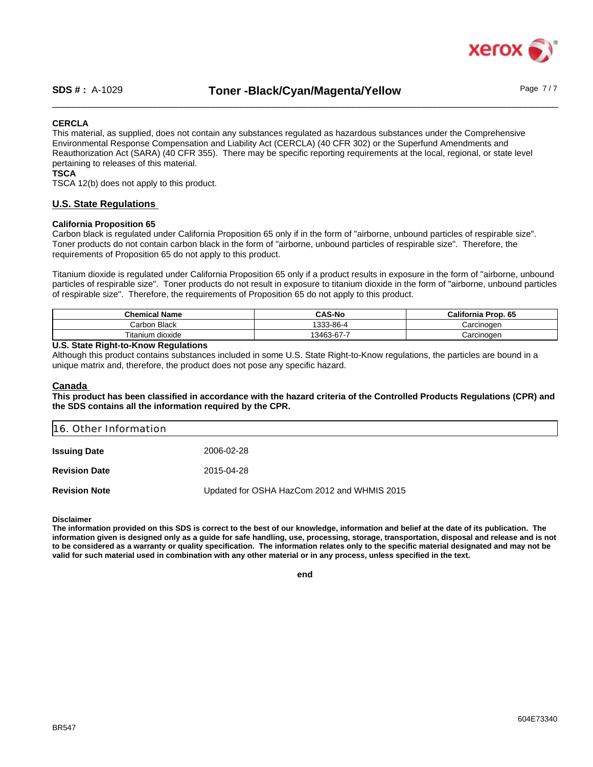**CERCLA**

This material, as supplied, does not contain any substances regulated as hazardous substances under the Comprehensive Environmental Response Compensation and Liability Act (CERCLA) (40 CFR 302) or the Superfund Amendments and Reauthorization Act (SARA) (40 CFR 355). There may be specific reporting requirements at the local, regional, or state level pertaining to releases of this material.

**TSCA**

TSCA 12(b) does not apply to this product.

## U.S. State Regulations

**California Proposition 65**

Carbon black is regulated under California Proposition 65 only if in the form of "airborne, unbound particles of respirable size". Toner products do not contain carbon black in the form of "airborne, unbound particles of respirable size". Therefore, the requirements of Proposition 65 do not apply to this product.

Titanium dioxide is regulated under California Proposition 65 only if a product results in exposure in the form of "airborne, unbound particles of respirable size". Toner products do not result in exposure to titanium dioxide in the form of "airborne, unbound particles of respirable size". Therefore, the requirements of Proposition 65 do not apply to this product.

| Chemical Name | CAS-No | California Prop. 65 |
|---|---|---|
| Carbon Black | 1333-86-4 | Carcinogen |
| Titanium dioxide | 13463-67-7 | Carcinogen |

**U.S. State Right-to-Know Regulations**

Although this product contains substances included in some U.S. State Right-to-Know regulations, the particles are bound in a unique matrix and, therefore, the product does not pose any specific hazard.

## Canada

**This product has been classified in accordance with the hazard criteria of the Controlled Products Regulations (CPR) and the SDS contains all the information required by the CPR.**

## 16. Other Information

**Issuing Date** 2006-02-28

**Revision Date** 2015-04-28

**Revision Note** Updated for OSHA HazCom 2012 and WHMIS 2015

**Disclaimer**

**The information provided on this SDS is correct to the best of our knowledge, information and belief at the date of its publication. The information given is designed only as a guide for safe handling, use, processing, storage, transportation, disposal and release and is not to be considered as a warranty or quality specification. The information relates only to the specific material designated and may not be valid for such material used in combination with any other material or in any process, unless specified in the text.**

**end**